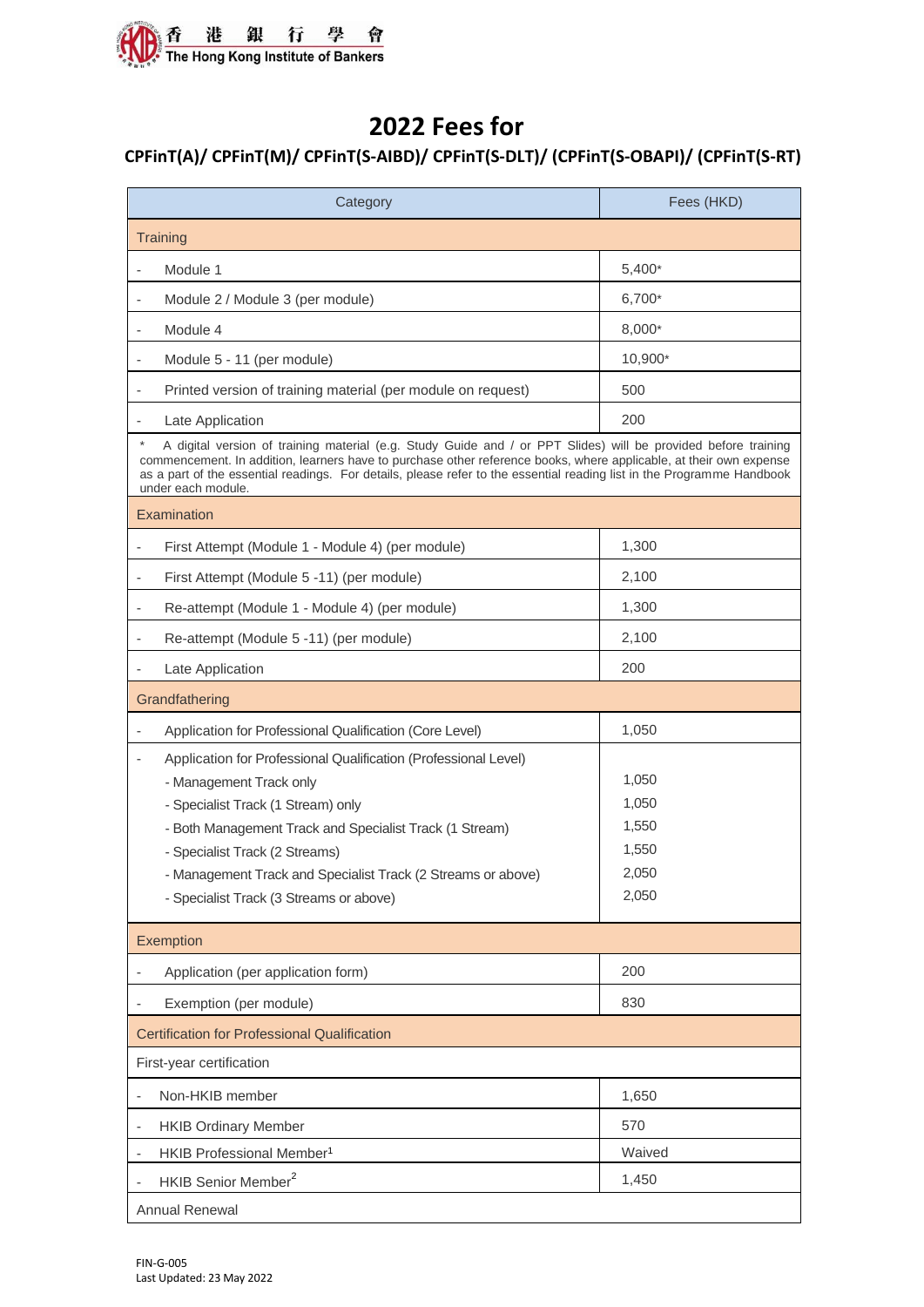香 港 銀 行 學 會
The Hong Kong Institute of Bankers

# 2022 Fees for

## CPFinT(A)/ CPFinT(M)/ CPFinT(S-AIBD)/ CPFinT(S-DLT)/ (CPFinT(S-OBAPI)/ (CPFinT(S-RT)

| Category | Fees (HKD) |
|---|---|
| **Training** | |
| - Module 1 | 5,400* |
| - Module 2 / Module 3 (per module) | 6,700* |
| - Module 4 | 8,000* |
| - Module 5 - 11 (per module) | 10,900* |
| - Printed version of training material (per module on request) | 500 |
| - Late Application | 200 |
| * A digital version of training material (e.g. Study Guide and / or PPT Slides) will be provided before training commencement. In addition, learners have to purchase other reference books, where applicable, at their own expense as a part of the essential readings. For details, please refer to the essential reading list in the Programme Handbook under each module. | |
| **Examination** | |
| - First Attempt (Module 1 - Module 4) (per module) | 1,300 |
| - First Attempt (Module 5 -11) (per module) | 2,100 |
| - Re-attempt (Module 1 - Module 4) (per module) | 1,300 |
| - Re-attempt (Module 5 -11) (per module) | 2,100 |
| - Late Application | 200 |
| **Grandfathering** | |
| - Application for Professional Qualification (Core Level) | 1,050 |
| - Application for Professional Qualification (Professional Level) | |
| - Management Track only | 1,050 |
| - Specialist Track (1 Stream) only | 1,050 |
| - Both Management Track and Specialist Track (1 Stream) | 1,550 |
| - Specialist Track (2 Streams) | 1,550 |
| - Management Track and Specialist Track (2 Streams or above) | 2,050 |
| - Specialist Track (3 Streams or above) | 2,050 |
| **Exemption** | |
| - Application (per application form) | 200 |
| - Exemption (per module) | 830 |
| **Certification for Professional Qualification** | |
| First-year certification | |
| - Non-HKIB member | 1,650 |
| - HKIB Ordinary Member | 570 |
| - HKIB Professional Member[1] | Waived |
| - HKIB Senior Member[2] | 1,450 |
| Annual Renewal | |

FIN-G-005
Last Updated: 23 May 2022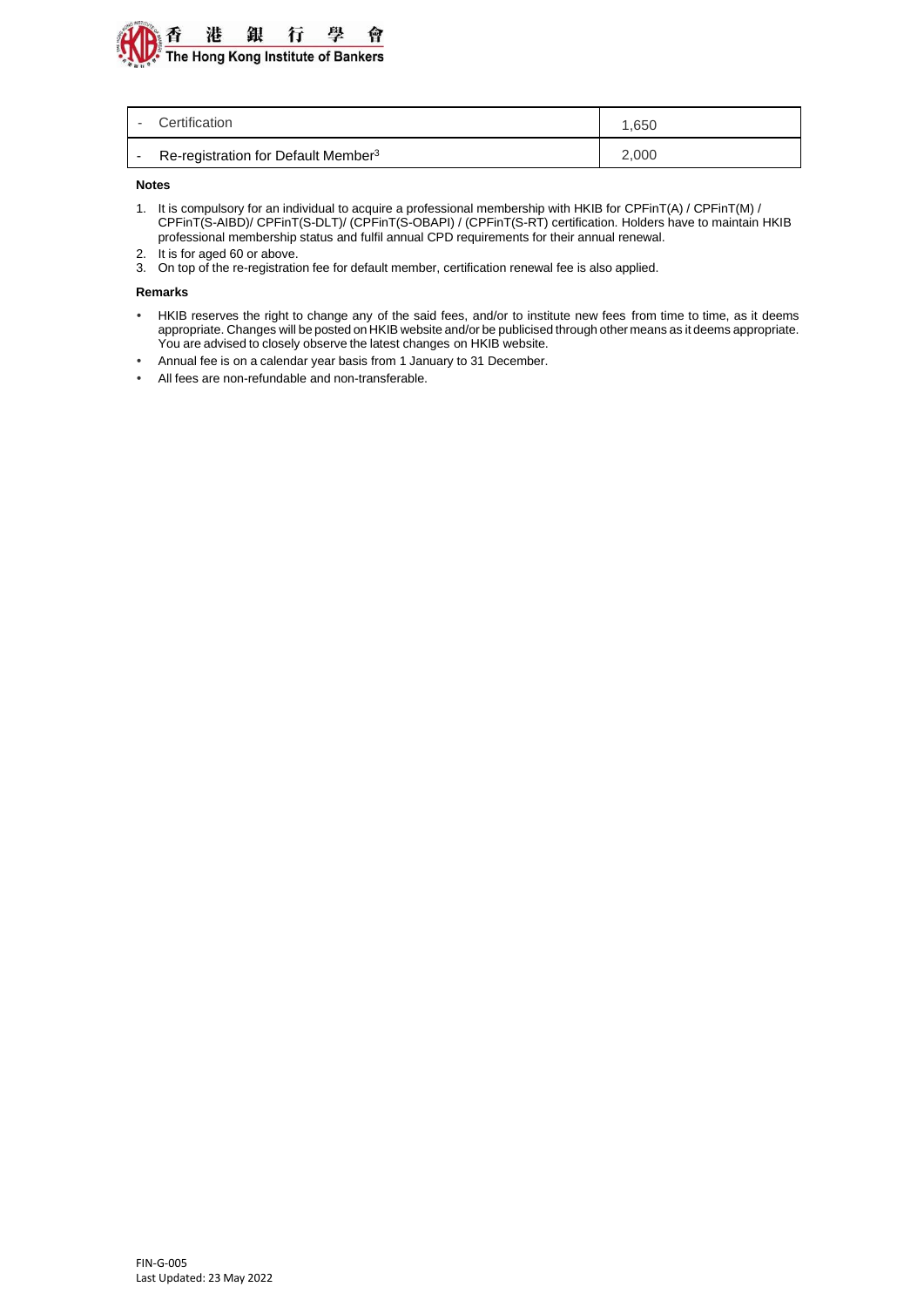| | |
|---|---|
| - Certification | 1,650 |
| - Re-registration for Default Member[3] | 2,000 |

**Notes**

1. It is compulsory for an individual to acquire a professional membership with HKIB for CPFinT(A) / CPFinT(M) / CPFinT(S-AIBD)/ CPFinT(S-DLT)/ (CPFinT(S-OBAPI) / (CPFinT(S-RT) certification. Holders have to maintain HKIB professional membership status and fulfil annual CPD requirements for their annual renewal.
2. It is for aged 60 or above.
3. On top of the re-registration fee for default member, certification renewal fee is also applied.

**Remarks**

- HKIB reserves the right to change any of the said fees, and/or to institute new fees from time to time, as it deems appropriate. Changes will be posted on HKIB website and/or be publicised through other means as it deems appropriate. You are advised to closely observe the latest changes on HKIB website.
- Annual fee is on a calendar year basis from 1 January to 31 December.
- All fees are non-refundable and non-transferable.

FIN-G-005
Last Updated: 23 May 2022